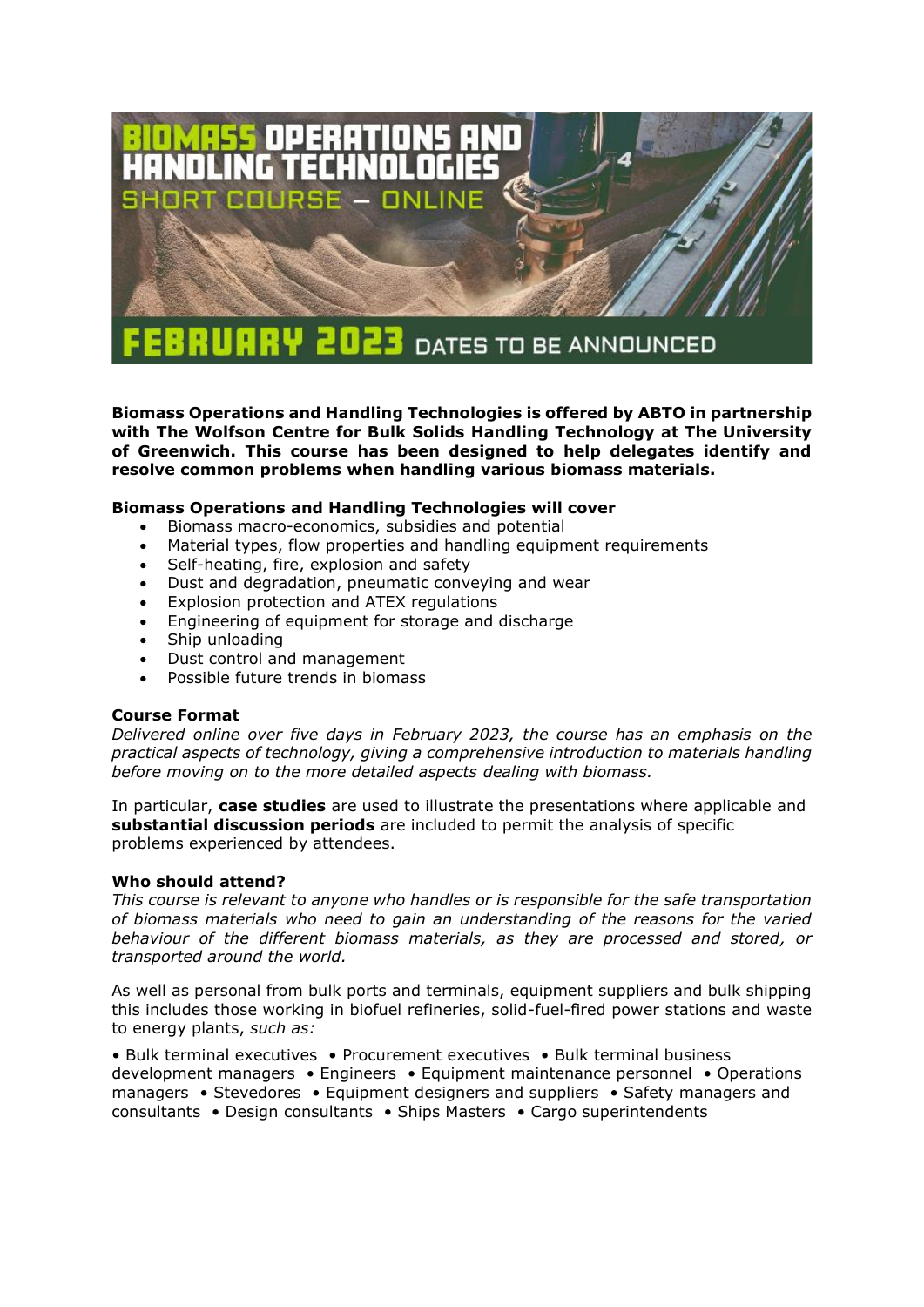# BIOMASS OPERATIONS AND HANDLING TECHNOLOGIES

## SHORT COURSE – ONLINE

## FEBRUARY 2023 DATES TO BE ANNOUNCED

**Biomass Operations and Handling Technologies is offered by ABTO in partnership with The Wolfson Centre for Bulk Solids Handling Technology at The University of Greenwich. This course has been designed to help delegates identify and resolve common problems when handling various biomass materials.**

**Biomass Operations and Handling Technologies will cover**

- Biomass macro-economics, subsidies and potential
- Material types, flow properties and handling equipment requirements
- Self-heating, fire, explosion and safety
- Dust and degradation, pneumatic conveying and wear
- Explosion protection and ATEX regulations
- Engineering of equipment for storage and discharge
- Ship unloading
- Dust control and management
- Possible future trends in biomass

**Course Format**

*Delivered online over five days in February 2023, the course has an emphasis on the practical aspects of technology, giving a comprehensive introduction to materials handling before moving on to the more detailed aspects dealing with biomass.*

In particular, **case studies** are used to illustrate the presentations where applicable and **substantial discussion periods** are included to permit the analysis of specific problems experienced by attendees.

**Who should attend?**

*This course is relevant to anyone who handles or is responsible for the safe transportation of biomass materials who need to gain an understanding of the reasons for the varied behaviour of the different biomass materials, as they are processed and stored, or transported around the world.*

As well as personal from bulk ports and terminals, equipment suppliers and bulk shipping this includes those working in biofuel refineries, solid-fuel-fired power stations and waste to energy plants, *such as:*

• Bulk terminal executives • Procurement executives • Bulk terminal business development managers • Engineers • Equipment maintenance personnel • Operations managers • Stevedores • Equipment designers and suppliers • Safety managers and consultants • Design consultants • Ships Masters • Cargo superintendents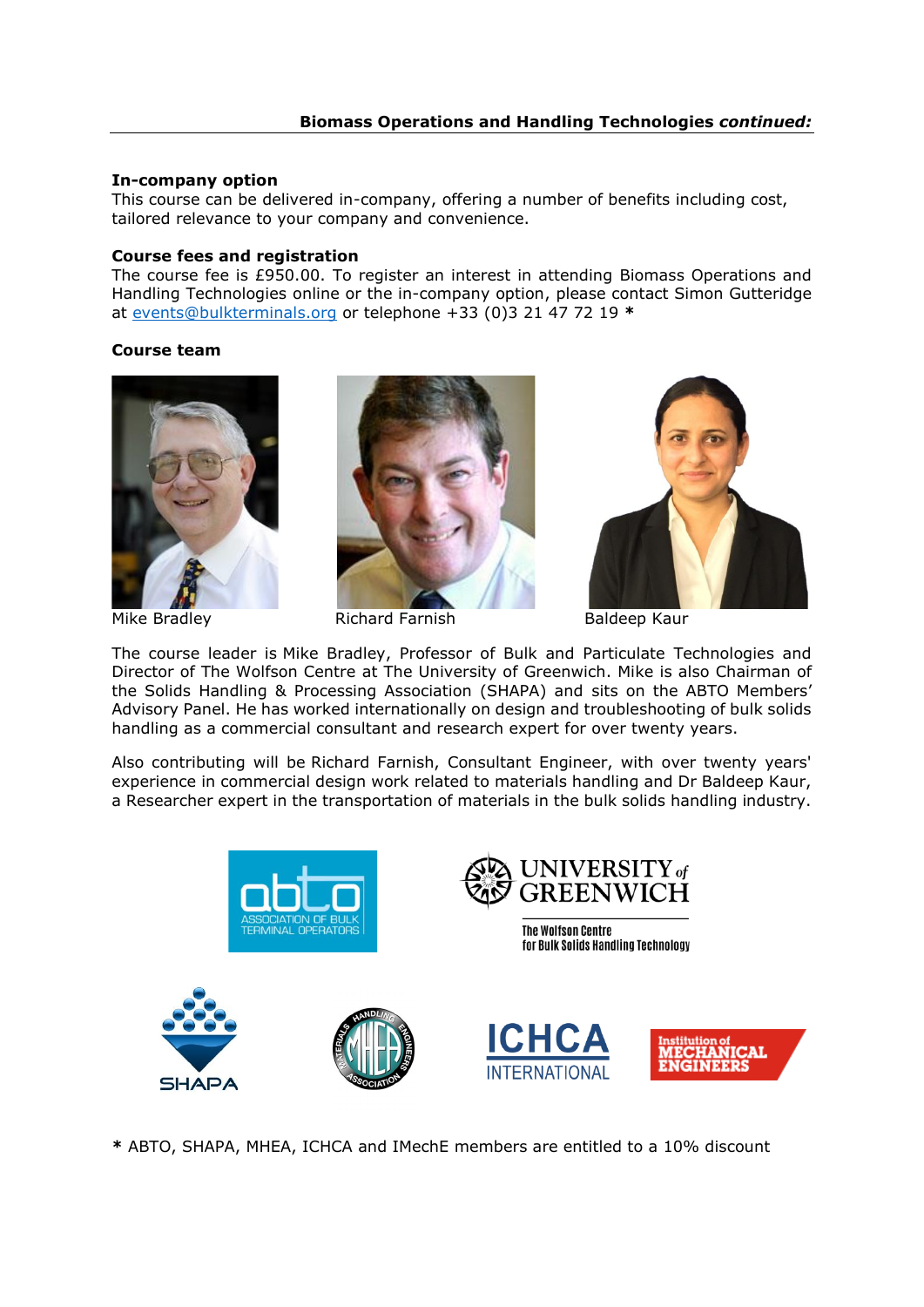### In-company option

This course can be delivered in-company, offering a number of benefits including cost, tailored relevance to your company and convenience.

### Course fees and registration

The course fee is £950.00. To register an interest in attending Biomass Operations and Handling Technologies online or the in-company option, please contact Simon Gutteridge at events@bulkterminals.org or telephone +33 (0)3 21 47 72 19 *

### Course team

Mike Bradley

Richard Farnish

Baldeep Kaur

The course leader is Mike Bradley, Professor of Bulk and Particulate Technologies and Director of The Wolfson Centre at The University of Greenwich. Mike is also Chairman of the Solids Handling & Processing Association (SHAPA) and sits on the ABTO Members' Advisory Panel. He has worked internationally on design and troubleshooting of bulk solids handling as a commercial consultant and research expert for over twenty years.

Also contributing will be Richard Farnish, Consultant Engineer, with over twenty years' experience in commercial design work related to materials handling and Dr Baldeep Kaur, a Researcher expert in the transportation of materials in the bulk solids handling industry.

abto ASSOCIATION OF BULK TERMINAL OPERATORS

UNIVERSITY of GREENWICH
The Wolfson Centre for Bulk Solids Handling Technology

SHAPA

MHEA

ICHCA INTERNATIONAL

Institution of MECHANICAL ENGINEERS

**\*** ABTO, SHAPA, MHEA, ICHCA and IMechE members are entitled to a 10% discount